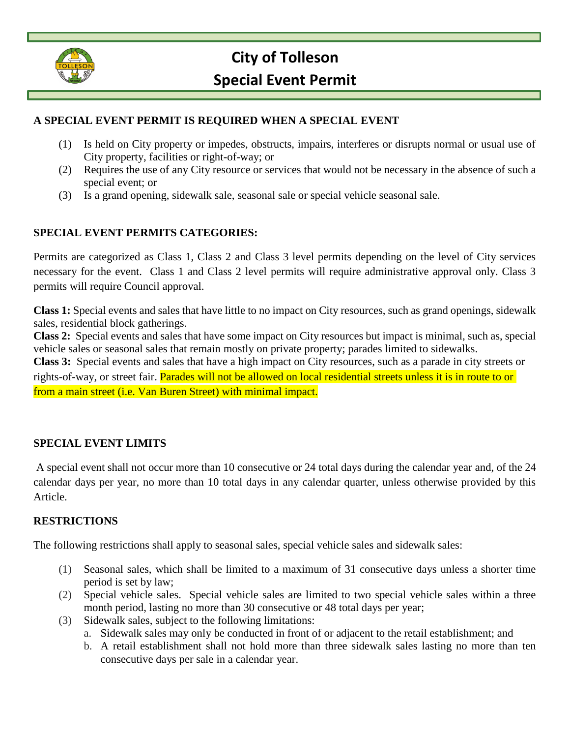# City of Tolleson

## Special Event Permit

**A SPECIAL EVENT PERMIT IS REQUIRED WHEN A SPECIAL EVENT**

(1) Is held on City property or impedes, obstructs, impairs, interferes or disrupts normal or usual use of City property, facilities or right-of-way; or
(2) Requires the use of any City resource or services that would not be necessary in the absence of such a special event; or
(3) Is a grand opening, sidewalk sale, seasonal sale or special vehicle seasonal sale.

**SPECIAL EVENT PERMITS CATEGORIES:**

Permits are categorized as Class 1, Class 2 and Class 3 level permits depending on the level of City services necessary for the event. Class 1 and Class 2 level permits will require administrative approval only. Class 3 permits will require Council approval.

**Class 1:** Special events and sales that have little to no impact on City resources, such as grand openings, sidewalk sales, residential block gatherings.
**Class 2:** Special events and sales that have some impact on City resources but impact is minimal, such as, special vehicle sales or seasonal sales that remain mostly on private property; parades limited to sidewalks.
**Class 3:** Special events and sales that have a high impact on City resources, such as a parade in city streets or rights-of-way, or street fair. Parades will not be allowed on local residential streets unless it is in route to or from a main street (i.e. Van Buren Street) with minimal impact.

**SPECIAL EVENT LIMITS**

A special event shall not occur more than 10 consecutive or 24 total days during the calendar year and, of the 24 calendar days per year, no more than 10 total days in any calendar quarter, unless otherwise provided by this Article.

**RESTRICTIONS**

The following restrictions shall apply to seasonal sales, special vehicle sales and sidewalk sales:

(1) Seasonal sales, which shall be limited to a maximum of 31 consecutive days unless a shorter time period is set by law;
(2) Special vehicle sales. Special vehicle sales are limited to two special vehicle sales within a three month period, lasting no more than 30 consecutive or 48 total days per year;
(3) Sidewalk sales, subject to the following limitations:
    a. Sidewalk sales may only be conducted in front of or adjacent to the retail establishment; and
    b. A retail establishment shall not hold more than three sidewalk sales lasting no more than ten consecutive days per sale in a calendar year.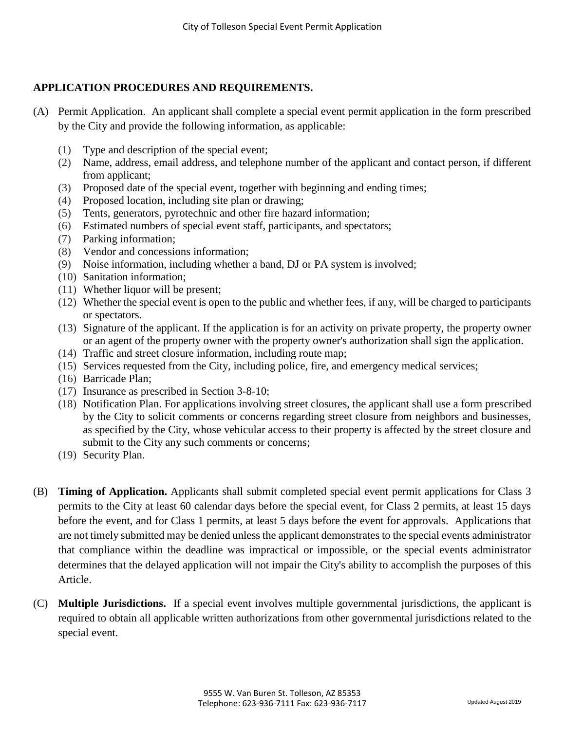## APPLICATION PROCEDURES AND REQUIREMENTS.

(A) Permit Application. An applicant shall complete a special event permit application in the form prescribed by the City and provide the following information, as applicable:

(1) Type and description of the special event;
(2) Name, address, email address, and telephone number of the applicant and contact person, if different from applicant;
(3) Proposed date of the special event, together with beginning and ending times;
(4) Proposed location, including site plan or drawing;
(5) Tents, generators, pyrotechnic and other fire hazard information;
(6) Estimated numbers of special event staff, participants, and spectators;
(7) Parking information;
(8) Vendor and concessions information;
(9) Noise information, including whether a band, DJ or PA system is involved;
(10) Sanitation information;
(11) Whether liquor will be present;
(12) Whether the special event is open to the public and whether fees, if any, will be charged to participants or spectators.
(13) Signature of the applicant. If the application is for an activity on private property, the property owner or an agent of the property owner with the property owner's authorization shall sign the application.
(14) Traffic and street closure information, including route map;
(15) Services requested from the City, including police, fire, and emergency medical services;
(16) Barricade Plan;
(17) Insurance as prescribed in Section 3-8-10;
(18) Notification Plan. For applications involving street closures, the applicant shall use a form prescribed by the City to solicit comments or concerns regarding street closure from neighbors and businesses, as specified by the City, whose vehicular access to their property is affected by the street closure and submit to the City any such comments or concerns;
(19) Security Plan.

(B) **Timing of Application.** Applicants shall submit completed special event permit applications for Class 3 permits to the City at least 60 calendar days before the special event, for Class 2 permits, at least 15 days before the event, and for Class 1 permits, at least 5 days before the event for approvals. Applications that are not timely submitted may be denied unless the applicant demonstrates to the special events administrator that compliance within the deadline was impractical or impossible, or the special events administrator determines that the delayed application will not impair the City's ability to accomplish the purposes of this Article.

(C) **Multiple Jurisdictions.** If a special event involves multiple governmental jurisdictions, the applicant is required to obtain all applicable written authorizations from other governmental jurisdictions related to the special event.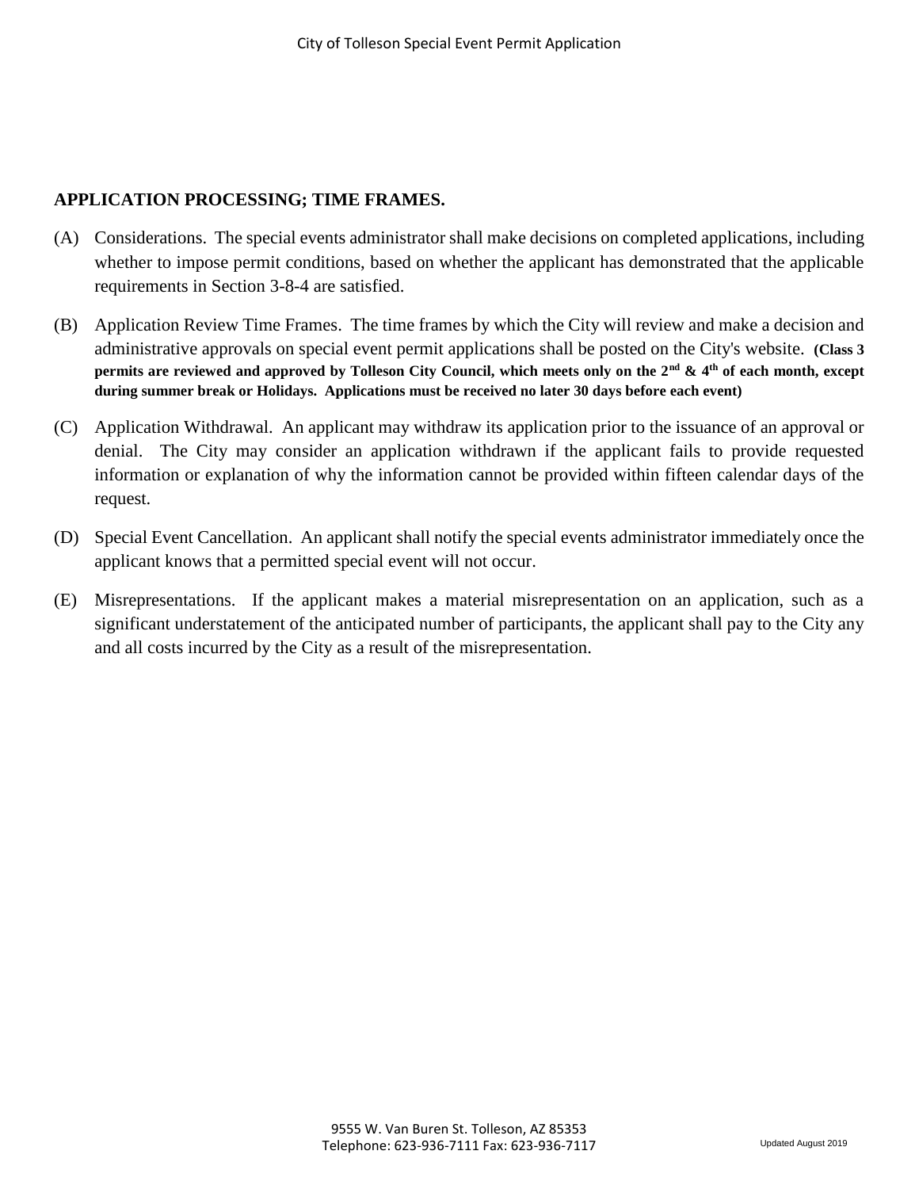## APPLICATION PROCESSING; TIME FRAMES.

(A) Considerations. The special events administrator shall make decisions on completed applications, including whether to impose permit conditions, based on whether the applicant has demonstrated that the applicable requirements in Section 3-8-4 are satisfied.

(B) Application Review Time Frames. The time frames by which the City will review and make a decision and administrative approvals on special event permit applications shall be posted on the City's website. **(Class 3 permits are reviewed and approved by Tolleson City Council, which meets only on the 2nd & 4th of each month, except during summer break or Holidays. Applications must be received no later 30 days before each event)**

(C) Application Withdrawal. An applicant may withdraw its application prior to the issuance of an approval or denial. The City may consider an application withdrawn if the applicant fails to provide requested information or explanation of why the information cannot be provided within fifteen calendar days of the request.

(D) Special Event Cancellation. An applicant shall notify the special events administrator immediately once the applicant knows that a permitted special event will not occur.

(E) Misrepresentations. If the applicant makes a material misrepresentation on an application, such as a significant understatement of the anticipated number of participants, the applicant shall pay to the City any and all costs incurred by the City as a result of the misrepresentation.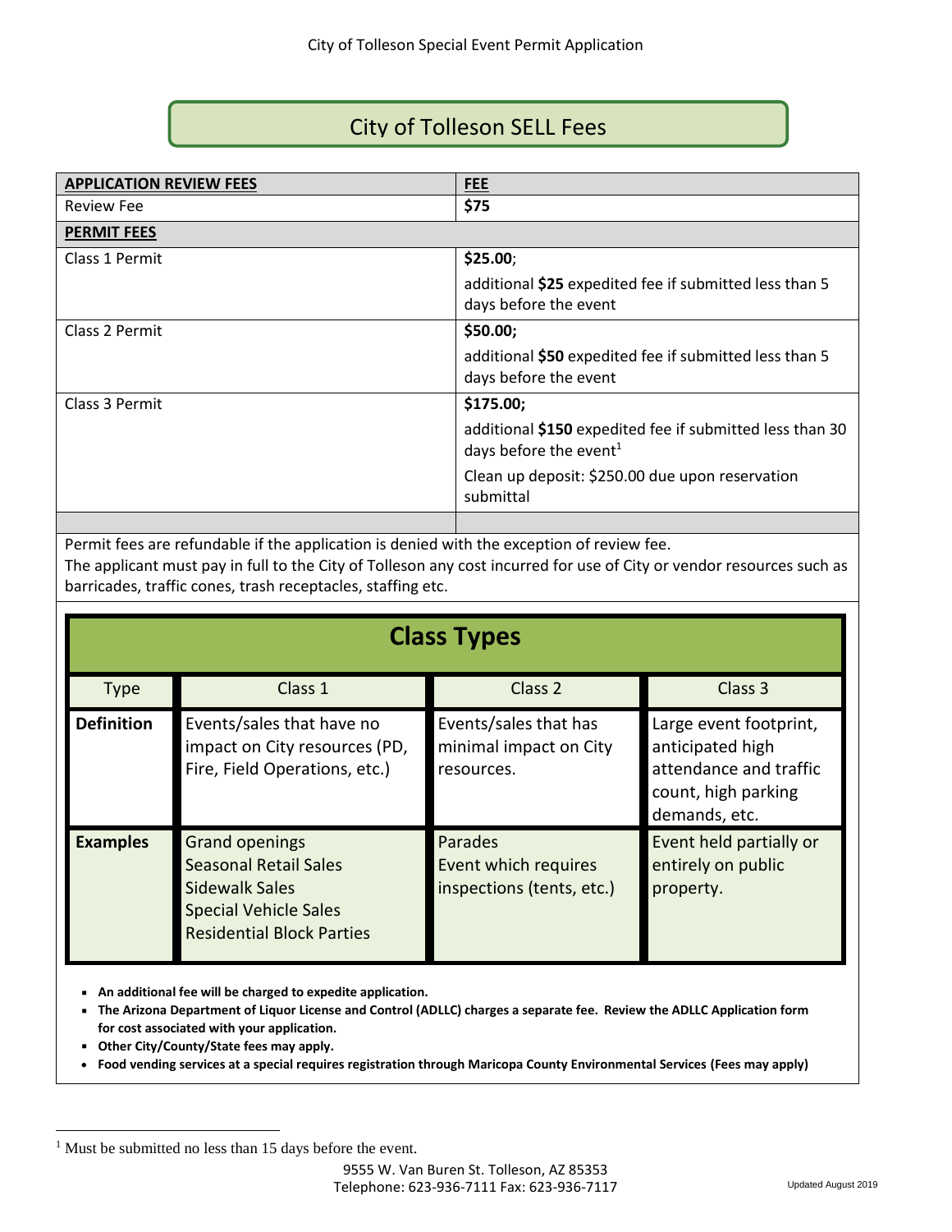## City of Tolleson SELL Fees

| APPLICATION REVIEW FEES | FEE |
|---|---|
| Review Fee | **$75** |
| **PERMIT FEES** | |
| Class 1 Permit | **$25.00**; additional **$25** expedited fee if submitted less than 5 days before the event |
| Class 2 Permit | **$50.00;** additional **$50** expedited fee if submitted less than 5 days before the event |
| Class 3 Permit | **$175.00;** additional **$150** expedited fee if submitted less than 30 days before the event[1] Clean up deposit: $250.00 due upon reservation submittal |
| | |

Permit fees are refundable if the application is denied with the exception of review fee.
The applicant must pay in full to the City of Tolleson any cost incurred for use of City or vendor resources such as barricades, traffic cones, trash receptacles, staffing etc.

### Class Types

| Type | Class 1 | Class 2 | Class 3 |
|---|---|---|---|
| **Definition** | Events/sales that have no impact on City resources (PD, Fire, Field Operations, etc.) | Events/sales that has minimal impact on City resources. | Large event footprint, anticipated high attendance and traffic count, high parking demands, etc. |
| **Examples** | Grand openings<br>Seasonal Retail Sales<br>Sidewalk Sales<br>Special Vehicle Sales<br>Residential Block Parties | Parades<br>Event which requires inspections (tents, etc.) | Event held partially or entirely on public property. |

- **An additional fee will be charged to expedite application.**
- **The Arizona Department of Liquor License and Control (ADLLC) charges a separate fee. Review the ADLLC Application form for cost associated with your application.**
- **Other City/County/State fees may apply.**
- **Food vending services at a special requires registration through Maricopa County Environmental Services (Fees may apply)**

[1] Must be submitted no less than 15 days before the event.

9555 W. Van Buren St. Tolleson, AZ 85353
Telephone: 623-936-7111 Fax: 623-936-7117

Updated August 2019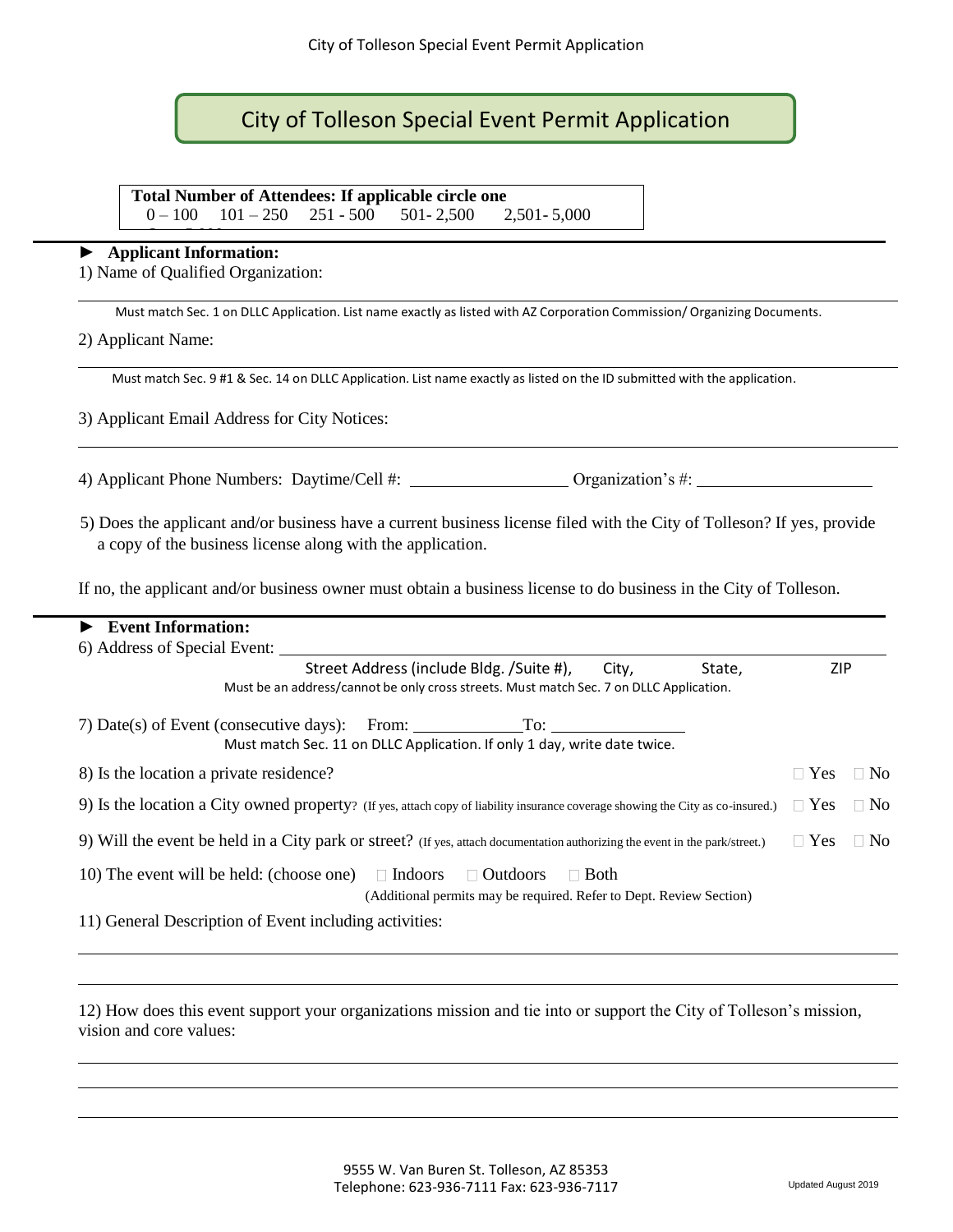# City of Tolleson Special Event Permit Application

**Total Number of Attendees: If applicable circle one**
0 – 100   101 – 250   251 - 500   501- 2,500   2,501- 5,000

**► Applicant Information:**

1) Name of Qualified Organization:

Must match Sec. 1 on DLLC Application. List name exactly as listed with AZ Corporation Commission/ Organizing Documents.

2) Applicant Name:

Must match Sec. 9 #1 & Sec. 14 on DLLC Application. List name exactly as listed on the ID submitted with the application.

3) Applicant Email Address for City Notices:

4) Applicant Phone Numbers: Daytime/Cell #: ____________________ Organization's #: ____________________

5) Does the applicant and/or business have a current business license filed with the City of Tolleson? If yes, provide a copy of the business license along with the application.

If no, the applicant and/or business owner must obtain a business license to do business in the City of Tolleson.

**► Event Information:**

6) Address of Special Event: ________________________________________________

Street Address (include Bldg. /Suite #), City, State, ZIP

Must be an address/cannot be only cross streets. Must match Sec. 7 on DLLC Application.

7) Date(s) of Event (consecutive days): From: ______________ To: ________________

Must match Sec. 11 on DLLC Application. If only 1 day, write date twice.

8) Is the location a private residence? ☐ Yes ☐ No

9) Is the location a City owned property? (If yes, attach copy of liability insurance coverage showing the City as co-insured.) ☐ Yes ☐ No

9) Will the event be held in a City park or street? (If yes, attach documentation authorizing the event in the park/street.) ☐ Yes ☐ No

10) The event will be held: (choose one) ☐ Indoors ☐ Outdoors ☐ Both

(Additional permits may be required. Refer to Dept. Review Section)

11) General Description of Event including activities:

12) How does this event support your organizations mission and tie into or support the City of Tolleson's mission, vision and core values: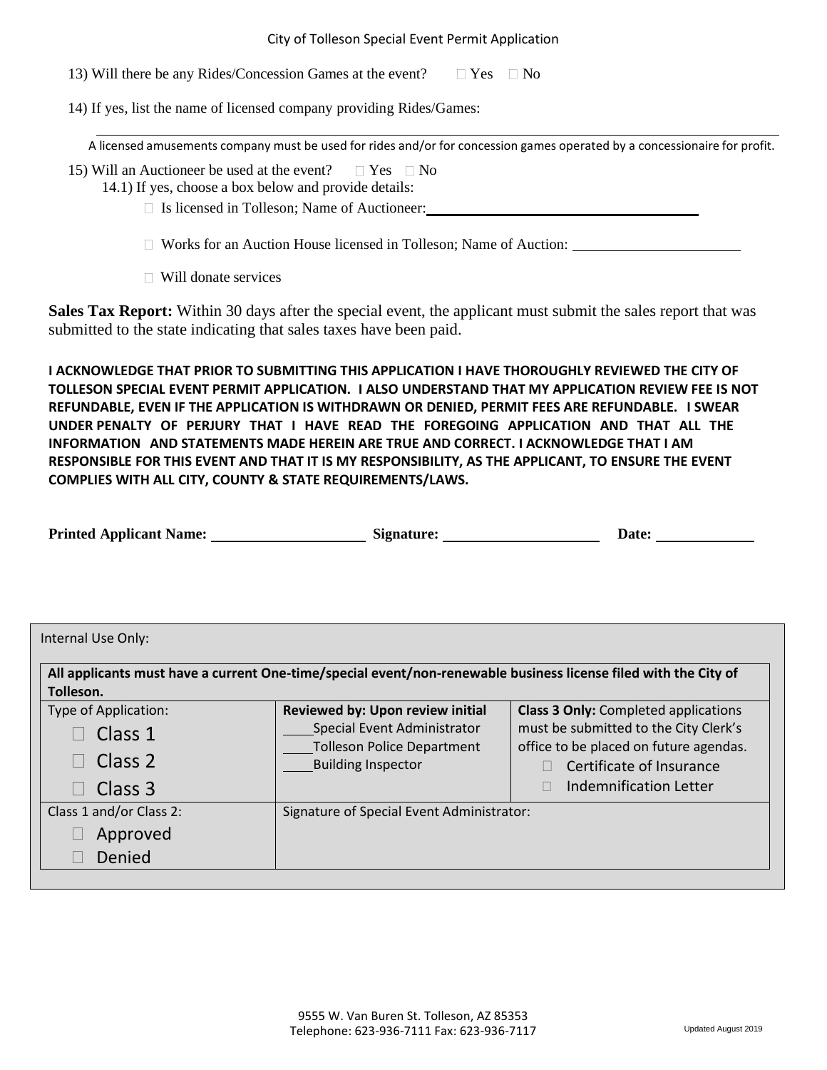13) Will there be any Rides/Concession Games at the event? ☐ Yes ☐ No

14) If yes, list the name of licensed company providing Rides/Games:

_______________________________________________

A licensed amusements company must be used for rides and/or for concession games operated by a concessionaire for profit.

15) Will an Auctioneer be used at the event? ☐ Yes ☐ No

14.1) If yes, choose a box below and provide details:

- ☐ Is licensed in Tolleson; Name of Auctioneer: ______________________
- ☐ Works for an Auction House licensed in Tolleson; Name of Auction: ______________________
- ☐ Will donate services

**Sales Tax Report:** Within 30 days after the special event, the applicant must submit the sales report that was submitted to the state indicating that sales taxes have been paid.

**I ACKNOWLEDGE THAT PRIOR TO SUBMITTING THIS APPLICATION I HAVE THOROUGHLY REVIEWED THE CITY OF TOLLESON SPECIAL EVENT PERMIT APPLICATION. I ALSO UNDERSTAND THAT MY APPLICATION REVIEW FEE IS NOT REFUNDABLE, EVEN IF THE APPLICATION IS WITHDRAWN OR DENIED, PERMIT FEES ARE REFUNDABLE. I SWEAR UNDER PENALTY OF PERJURY THAT I HAVE READ THE FOREGOING APPLICATION AND THAT ALL THE INFORMATION AND STATEMENTS MADE HEREIN ARE TRUE AND CORRECT. I ACKNOWLEDGE THAT I AM RESPONSIBLE FOR THIS EVENT AND THAT IT IS MY RESPONSIBILITY, AS THE APPLICANT, TO ENSURE THE EVENT COMPLIES WITH ALL CITY, COUNTY & STATE REQUIREMENTS/LAWS.**

**Printed Applicant Name:** ____________________ **Signature:** ____________________ **Date:** ____________

Internal Use Only:

**All applicants must have a current One-time/special event/non-renewable business license filed with the City of Tolleson.**

| Type of Application: | **Reviewed by: Upon review initial** | **Class 3 Only:** Completed applications must be submitted to the City Clerk's office to be placed on future agendas. |
|---|---|---|
| ☐ Class 1<br>☐ Class 2<br>☐ Class 3 | ____Special Event Administrator<br>____Tolleson Police Department<br>____Building Inspector | ☐ Certificate of Insurance<br>☐ Indemnification Letter |
| Class 1 and/or Class 2:<br>☐ Approved<br>☐ Denied | Signature of Special Event Administrator: | |

9555 W. Van Buren St. Tolleson, AZ 85353
Telephone: 623-936-7111 Fax: 623-936-7117

Updated August 2019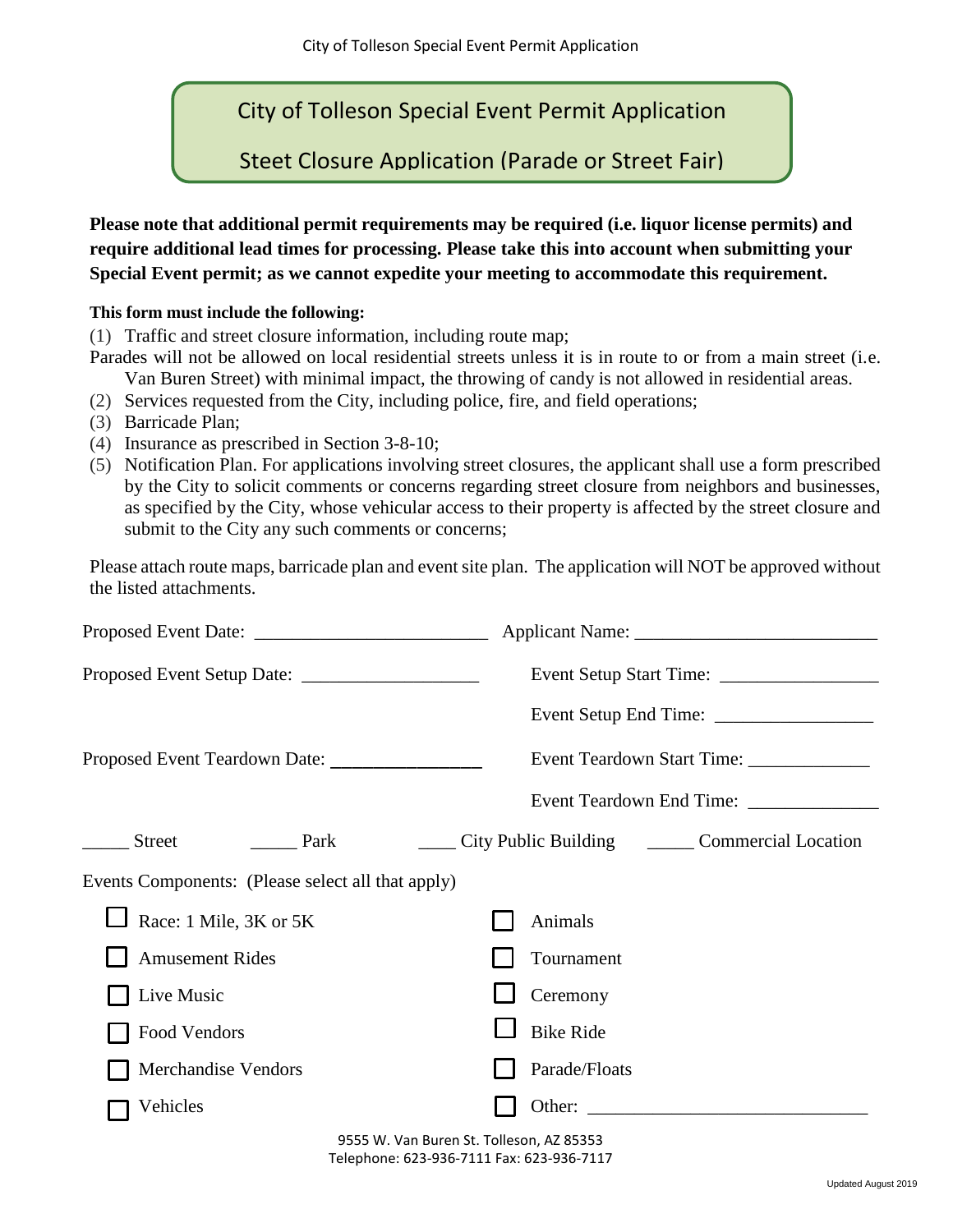# City of Tolleson Special Event Permit Application

## Steet Closure Application (Parade or Street Fair)

**Please note that additional permit requirements may be required (i.e. liquor license permits) and require additional lead times for processing. Please take this into account when submitting your Special Event permit; as we cannot expedite your meeting to accommodate this requirement.**

**This form must include the following:**

(1) Traffic and street closure information, including route map;

Parades will not be allowed on local residential streets unless it is in route to or from a main street (i.e. Van Buren Street) with minimal impact, the throwing of candy is not allowed in residential areas.

(2) Services requested from the City, including police, fire, and field operations;

(3) Barricade Plan;

(4) Insurance as prescribed in Section 3-8-10;

(5) Notification Plan. For applications involving street closures, the applicant shall use a form prescribed by the City to solicit comments or concerns regarding street closure from neighbors and businesses, as specified by the City, whose vehicular access to their property is affected by the street closure and submit to the City any such comments or concerns;

Please attach route maps, barricade plan and event site plan. The application will NOT be approved without the listed attachments.

Proposed Event Date: ________________________ Applicant Name: ________________________

Proposed Event Setup Date: __________________ Event Setup Start Time: ________________

Event Setup End Time: ________________

Proposed Event Teardown Date: ________________ Event Teardown Start Time: ____________

Event Teardown End Time: _____________

_____ Street _____ Park ____ City Public Building _____ Commercial Location

Events Components: (Please select all that apply)

- ☐ Race: 1 Mile, 3K or 5K
- ☐ Amusement Rides
- ☐ Live Music
- ☐ Food Vendors
- ☐ Merchandise Vendors
- ☐ Vehicles
- ☐ Animals
- ☐ Tournament
- ☐ Ceremony
- ☐ Bike Ride
- ☐ Parade/Floats
- ☐ Other: ____________________________

9555 W. Van Buren St. Tolleson, AZ 85353
Telephone: 623-936-7111 Fax: 623-936-7117

Updated August 2019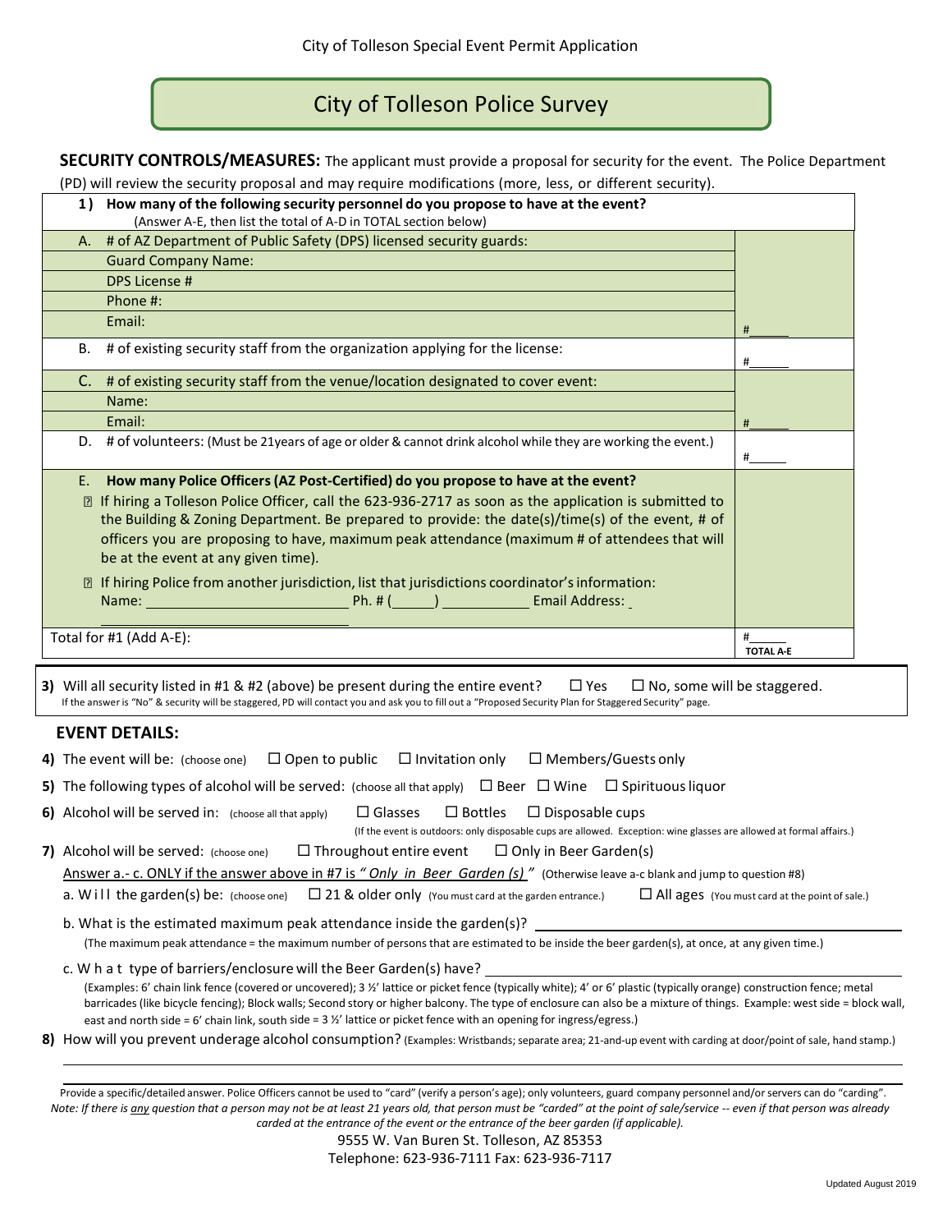City of Tolleson Special Event Permit Application

# City of Tolleson Police Survey

**SECURITY CONTROLS/MEASURES:** The applicant must provide a proposal for security for the event. The Police Department (PD) will review the security proposal and may require modifications (more, less, or different security).

| **1) How many of the following security personnel do you propose to have at the event?** (Answer A-E, then list the total of A-D in TOTAL section below) | |
|---|---|
| A. # of AZ Department of Public Safety (DPS) licensed security guards:<br>Guard Company Name:<br>DPS License #<br>Phone #:<br>Email: | #_____ |
| B. # of existing security staff from the organization applying for the license: | #_____ |
| C. # of existing security staff from the venue/location designated to cover event:<br>Name:<br>Email: | #_____ |
| D. # of volunteers: (Must be 21years of age or older & cannot drink alcohol while they are working the event.) | #_____ |
| E. **How many Police Officers (AZ Post-Certified) do you propose to have at the event?**<br>▯ If hiring a Tolleson Police Officer, call the 623-936-2717 as soon as the application is submitted to the Building & Zoning Department. Be prepared to provide: the date(s)/time(s) of the event, # of officers you are proposing to have, maximum peak attendance (maximum # of attendees that will be at the event at any given time).<br>▯ If hiring Police from another jurisdiction, list that jurisdictions coordinator's information:<br>Name: ______________ Ph. # (_____) __________ Email Address: ______________ | |
| Total for #1 (Add A-E): | #_____ TOTAL A-E |

**3)** Will all security listed in #1 & #2 (above) be present during the entire event? ☐ Yes ☐ No, some will be staggered.
If the answer is "No" & security will be staggered, PD will contact you and ask you to fill out a "Proposed Security Plan for Staggered Security" page.

## EVENT DETAILS:

**4)** The event will be: (choose one) ☐ Open to public ☐ Invitation only ☐ Members/Guests only

**5)** The following types of alcohol will be served: (choose all that apply) ☐ Beer ☐ Wine ☐ Spirituous liquor

**6)** Alcohol will be served in: (choose all that apply) ☐ Glasses ☐ Bottles ☐ Disposable cups
(If the event is outdoors: only disposable cups are allowed. Exception: wine glasses are allowed at formal affairs.)

**7)** Alcohol will be served: (choose one) ☐ Throughout entire event ☐ Only in Beer Garden(s)

Answer a.- c. ONLY if the answer above in #7 is *"Only in Beer Garden (s)"* (Otherwise leave a-c blank and jump to question #8)

a. Will the garden(s) be: (choose one) ☐ 21 & older only (You must card at the garden entrance.) ☐ All ages (You must card at the point of sale.)

b. What is the estimated maximum peak attendance inside the garden(s)? ______________________
(The maximum peak attendance = the maximum number of persons that are estimated to be inside the beer garden(s), at once, at any given time.)

c. What type of barriers/enclosure will the Beer Garden(s) have? ______________________
(Examples: 6' chain link fence (covered or uncovered); 3 ½' lattice or picket fence (typically white); 4' or 6' plastic (typically orange) construction fence; metal barricades (like bicycle fencing); Block walls; Second story or higher balcony. The type of enclosure can also be a mixture of things. Example: west side = block wall, east and north side = 6' chain link, south side = 3 ½' lattice or picket fence with an opening for ingress/egress.)

**8)** How will you prevent underage alcohol consumption? (Examples: Wristbands; separate area; 21-and-up event with carding at door/point of sale, hand stamp.)

______________________________________________________________________

Provide a specific/detailed answer. Police Officers cannot be used to "card" (verify a person's age); only volunteers, guard company personnel and/or servers can do "carding".
*Note: If there is any question that a person may not be at least 21 years old, that person must be "carded" at the point of sale/service -- even if that person was already carded at the entrance of the event or the entrance of the beer garden (if applicable).*

9555 W. Van Buren St. Tolleson, AZ 85353
Telephone: 623-936-7111 Fax: 623-936-7117

Updated August 2019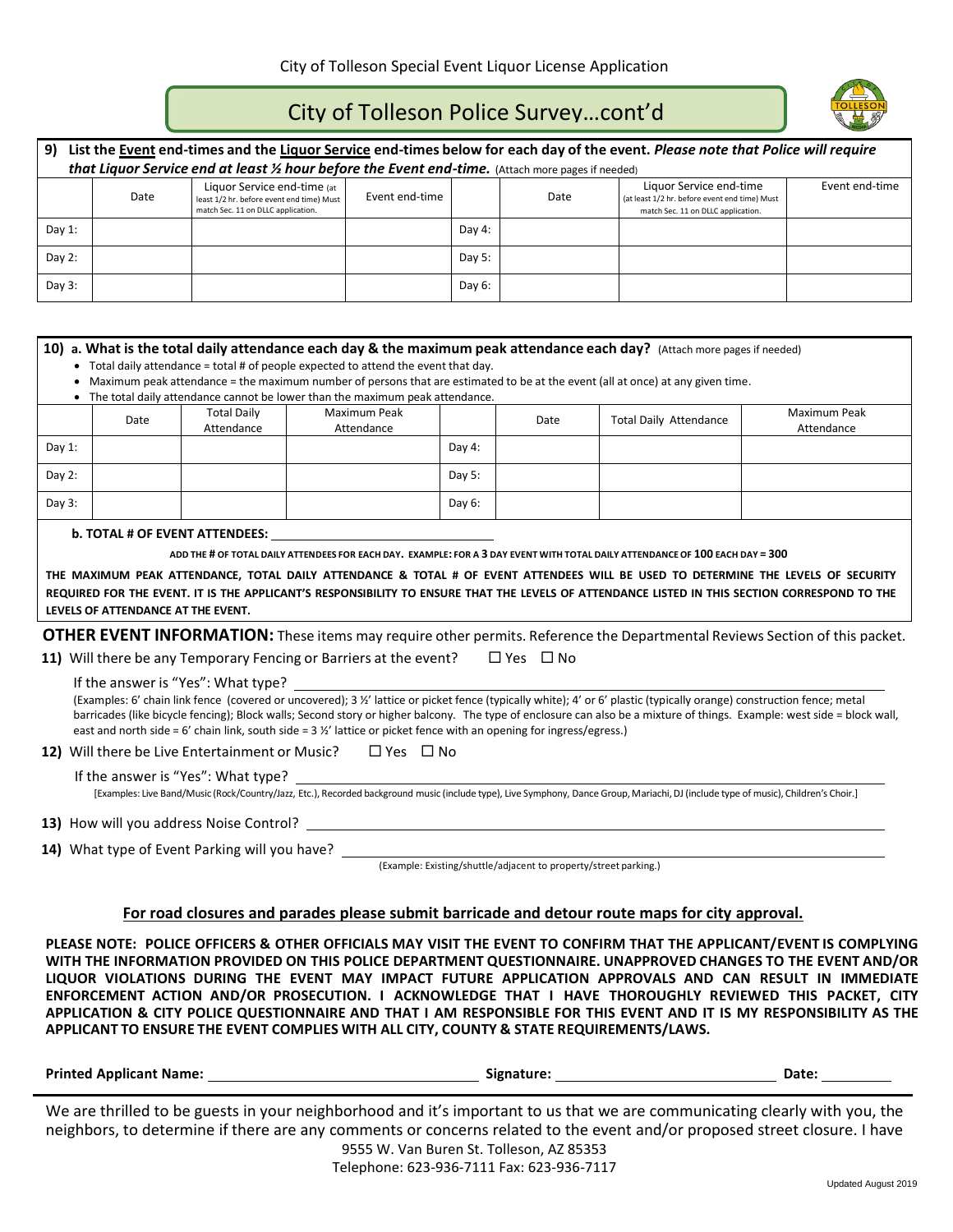City of Tolleson Special Event Liquor License Application

# City of Tolleson Police Survey…cont'd

**9) List the Event end-times and the Liquor Service end-times below for each day of the event.** ***Please note that Police will require that Liquor Service end at least ½ hour before the Event end-time.*** (Attach more pages if needed)

| | Date | Liquor Service end-time (at least 1/2 hr. before event end time) Must match Sec. 11 on DLLC application. | Event end-time | | Date | Liquor Service end-time (at least 1/2 hr. before event end time) Must match Sec. 11 on DLLC application. | Event end-time |
|---|---|---|---|---|---|---|---|
| Day 1: | | | | Day 4: | | | |
| Day 2: | | | | Day 5: | | | |
| Day 3: | | | | Day 6: | | | |

**10) a. What is the total daily attendance each day & the maximum peak attendance each day?** (Attach more pages if needed)

- Total daily attendance = total # of people expected to attend the event that day.
- Maximum peak attendance = the maximum number of persons that are estimated to be at the event (all at once) at any given time.
- The total daily attendance cannot be lower than the maximum peak attendance.

| | Date | Total Daily Attendance | Maximum Peak Attendance | | Date | Total Daily Attendance | Maximum Peak Attendance |
|---|---|---|---|---|---|---|---|
| Day 1: | | | | Day 4: | | | |
| Day 2: | | | | Day 5: | | | |
| Day 3: | | | | Day 6: | | | |

**b. TOTAL # OF EVENT ATTENDEES:** ______________________

**ADD THE # OF TOTAL DAILY ATTENDEES FOR EACH DAY. EXAMPLE: FOR A 3 DAY EVENT WITH TOTAL DAILY ATTENDANCE OF 100 EACH DAY = 300**

**THE MAXIMUM PEAK ATTENDANCE, TOTAL DAILY ATTENDANCE & TOTAL # OF EVENT ATTENDEES WILL BE USED TO DETERMINE THE LEVELS OF SECURITY REQUIRED FOR THE EVENT. IT IS THE APPLICANT'S RESPONSIBILITY TO ENSURE THAT THE LEVELS OF ATTENDANCE LISTED IN THIS SECTION CORRESPOND TO THE LEVELS OF ATTENDANCE AT THE EVENT.**

**OTHER EVENT INFORMATION:** These items may require other permits. Reference the Departmental Reviews Section of this packet.

**11)** Will there be any Temporary Fencing or Barriers at the event? ☐ Yes ☐ No

If the answer is "Yes": What type? ______________________

(Examples: 6' chain link fence (covered or uncovered); 3 ½' lattice or picket fence (typically white); 4' or 6' plastic (typically orange) construction fence; metal barricades (like bicycle fencing); Block walls; Second story or higher balcony. The type of enclosure can also be a mixture of things. Example: west side = block wall, east and north side = 6' chain link, south side = 3 ½' lattice or picket fence with an opening for ingress/egress.)

**12)** Will there be Live Entertainment or Music? ☐ Yes ☐ No

If the answer is "Yes": What type? ______________________

[Examples: Live Band/Music (Rock/Country/Jazz, Etc.), Recorded background music (include type), Live Symphony, Dance Group, Mariachi, DJ (include type of music), Children's Choir.]

**13)** How will you address Noise Control? ______________________

**14)** What type of Event Parking will you have? ______________________

(Example: Existing/shuttle/adjacent to property/street parking.)

**For road closures and parades please submit barricade and detour route maps for city approval.**

**PLEASE NOTE: POLICE OFFICERS & OTHER OFFICIALS MAY VISIT THE EVENT TO CONFIRM THAT THE APPLICANT/EVENT IS COMPLYING WITH THE INFORMATION PROVIDED ON THIS POLICE DEPARTMENT QUESTIONNAIRE. UNAPPROVED CHANGES TO THE EVENT AND/OR LIQUOR VIOLATIONS DURING THE EVENT MAY IMPACT FUTURE APPLICATION APPROVALS AND CAN RESULT IN IMMEDIATE ENFORCEMENT ACTION AND/OR PROSECUTION. I ACKNOWLEDGE THAT I HAVE THOROUGHLY REVIEWED THIS PACKET, CITY APPLICATION & CITY POLICE QUESTIONNAIRE AND THAT I AM RESPONSIBLE FOR THIS EVENT AND IT IS MY RESPONSIBILITY AS THE APPLICANT TO ENSURE THE EVENT COMPLIES WITH ALL CITY, COUNTY & STATE REQUIREMENTS/LAWS.**

**Printed Applicant Name:** ______________________ **Signature:** ______________________ **Date:** __________

We are thrilled to be guests in your neighborhood and it's important to us that we are communicating clearly with you, the neighbors, to determine if there are any comments or concerns related to the event and/or proposed street closure. I have

9555 W. Van Buren St. Tolleson, AZ 85353
Telephone: 623-936-7111 Fax: 623-936-7117

Updated August 2019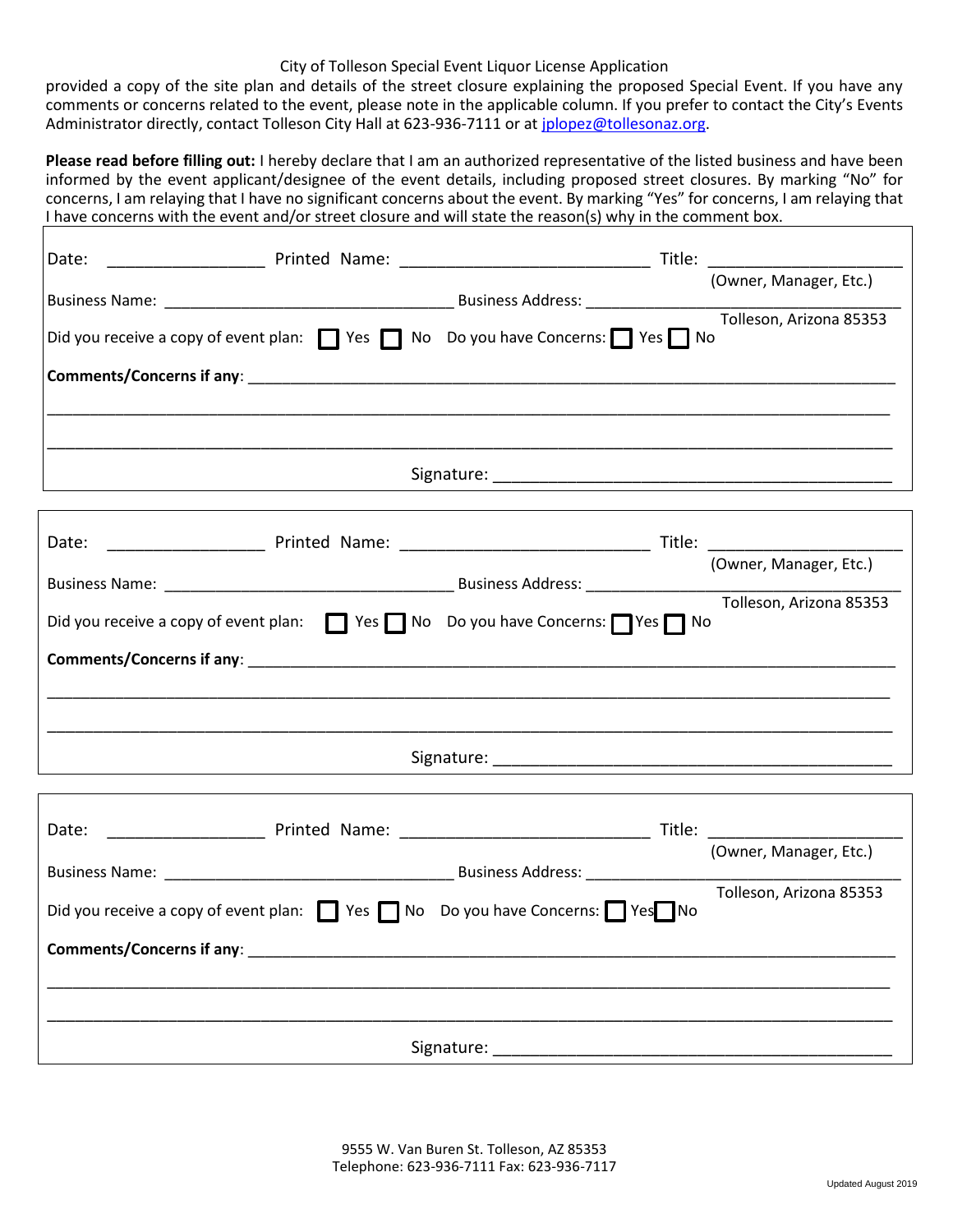City of Tolleson Special Event Liquor License Application

provided a copy of the site plan and details of the street closure explaining the proposed Special Event. If you have any comments or concerns related to the event, please note in the applicable column. If you prefer to contact the City's Events Administrator directly, contact Tolleson City Hall at 623-936-7111 or at jplopez@tollesonaz.org.

**Please read before filling out:** I hereby declare that I am an authorized representative of the listed business and have been informed by the event applicant/designee of the event details, including proposed street closures. By marking "No" for concerns, I am relaying that I have no significant concerns about the event. By marking "Yes" for concerns, I am relaying that I have concerns with the event and/or street closure and will state the reason(s) why in the comment box.

Date: ________________ Printed Name: ___________________________ Title: ____________________
(Owner, Manager, Etc.)

Business Name: ________________________________ Business Address: _____________________________
Tolleson, Arizona 85353

Did you receive a copy of event plan: ☐ Yes ☐ No Do you have Concerns: ☐ Yes ☐ No

**Comments/Concerns if any**: ___________________________________________________________________________

_____________________________________________________________________________________________

_____________________________________________________________________________________________

Signature: ____________________________________________

---

Date: ________________ Printed Name: ___________________________ Title: ____________________
(Owner, Manager, Etc.)

Business Name: ________________________________ Business Address: _____________________________
Tolleson, Arizona 85353

Did you receive a copy of event plan: ☐ Yes ☐ No Do you have Concerns: ☐ Yes ☐ No

**Comments/Concerns if any**: ___________________________________________________________________________

_____________________________________________________________________________________________

_____________________________________________________________________________________________

Signature: ____________________________________________

---

Date: ________________ Printed Name: ___________________________ Title: ____________________
(Owner, Manager, Etc.)

Business Name: ________________________________ Business Address: _____________________________
Tolleson, Arizona 85353

Did you receive a copy of event plan: ☐ Yes ☐ No Do you have Concerns: ☐ Yes ☐ No

**Comments/Concerns if any**: ___________________________________________________________________________

_____________________________________________________________________________________________

_____________________________________________________________________________________________

Signature: ____________________________________________

9555 W. Van Buren St. Tolleson, AZ 85353
Telephone: 623-936-7111 Fax: 623-936-7117

Updated August 2019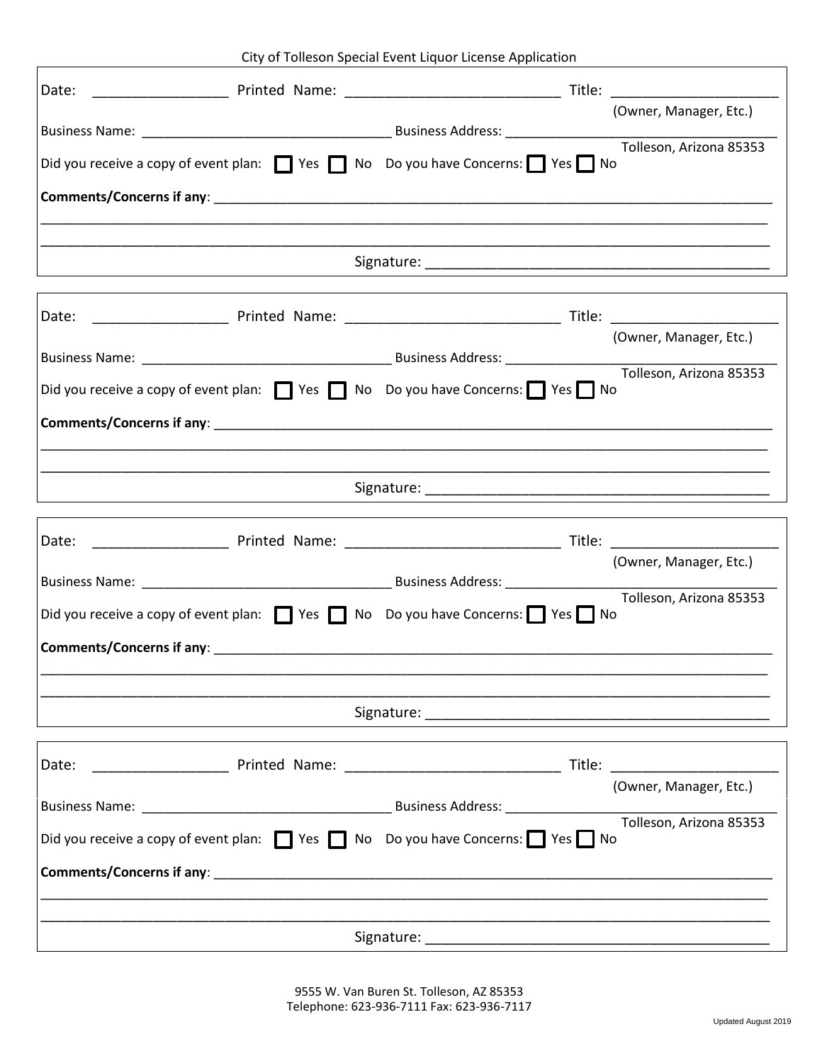City of Tolleson Special Event Liquor License Application

Date: _________________ Printed Name: ___________________________ Title: _____________________
(Owner, Manager, Etc.)

Business Name: _________________________________ Business Address: __________________________________
Tolleson, Arizona 85353

Did you receive a copy of event plan: ☐ Yes ☐ No Do you have Concerns: ☐ Yes ☐ No

**Comments/Concerns if any**: ______________________________________________________________________________

___________________________________________________________________________________________________

___________________________________________________________________________________________________

Signature: ____________________________________________

---

Date: _________________ Printed Name: ___________________________ Title: _____________________
(Owner, Manager, Etc.)

Business Name: _________________________________ Business Address: __________________________________
Tolleson, Arizona 85353

Did you receive a copy of event plan: ☐ Yes ☐ No Do you have Concerns: ☐ Yes ☐ No

**Comments/Concerns if any**: ______________________________________________________________________________

___________________________________________________________________________________________________

___________________________________________________________________________________________________

Signature: ____________________________________________

---

Date: _________________ Printed Name: ___________________________ Title: _____________________
(Owner, Manager, Etc.)

Business Name: _________________________________ Business Address: __________________________________
Tolleson, Arizona 85353

Did you receive a copy of event plan: ☐ Yes ☐ No Do you have Concerns: ☐ Yes ☐ No

**Comments/Concerns if any**: ______________________________________________________________________________

___________________________________________________________________________________________________

___________________________________________________________________________________________________

Signature: ____________________________________________

---

Date: _________________ Printed Name: ___________________________ Title: _____________________
(Owner, Manager, Etc.)

Business Name: _________________________________ Business Address: __________________________________
Tolleson, Arizona 85353

Did you receive a copy of event plan: ☐ Yes ☐ No Do you have Concerns: ☐ Yes ☐ No

**Comments/Concerns if any**: ______________________________________________________________________________

___________________________________________________________________________________________________

___________________________________________________________________________________________________

Signature: ____________________________________________

9555 W. Van Buren St. Tolleson, AZ 85353
Telephone: 623-936-7111 Fax: 623-936-7117

Updated August 2019